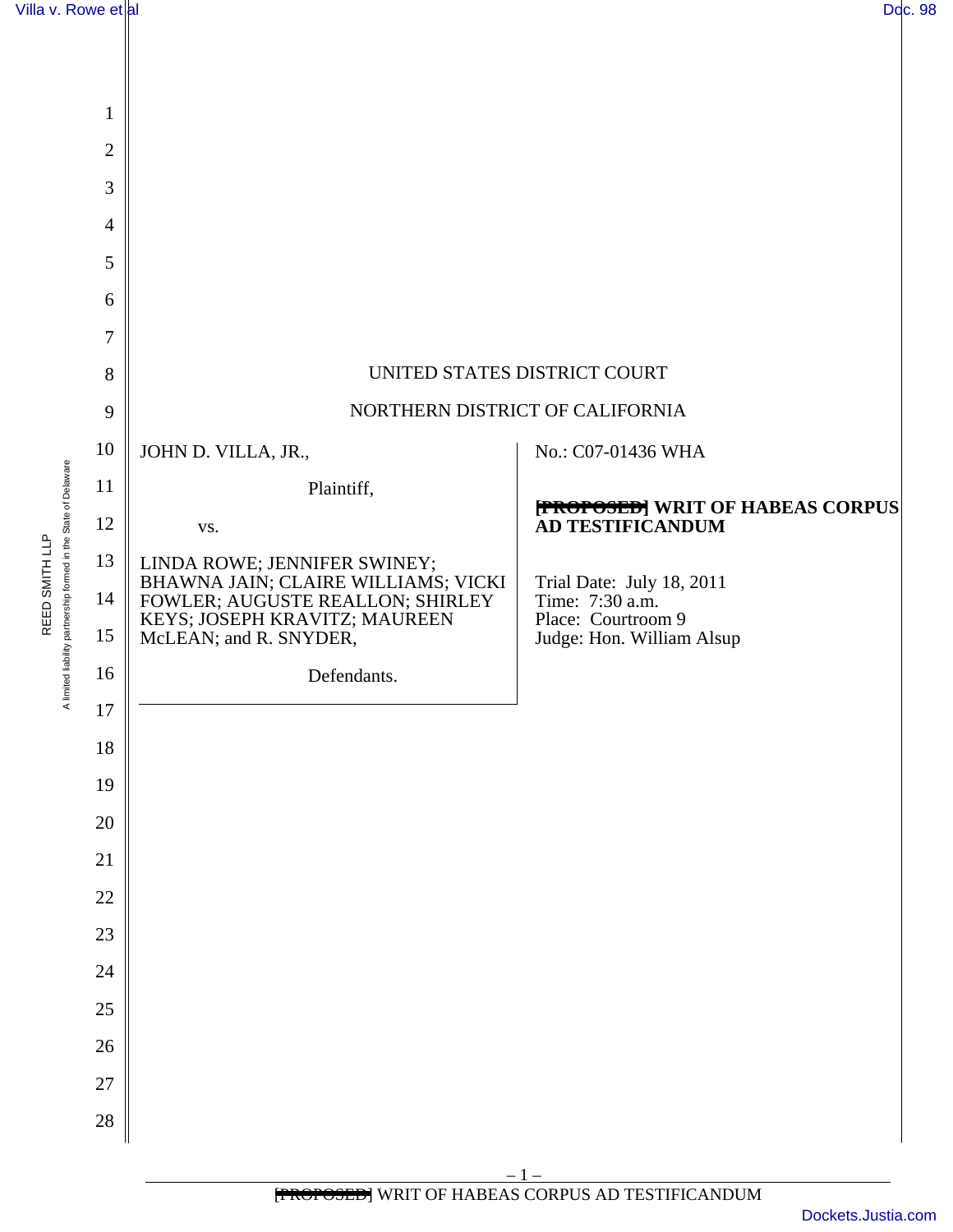UNITED STATES DISTRICT COURT

NORTHERN DISTRICT OF CALIFORNIA

JOHN D. VILLA, JR.,

Plaintiff,

vs.

LINDA ROWE; JENNIFER SWINEY; BHAWNA JAIN; CLAIRE WILLIAMS; VICKI FOWLER; AUGUSTE REALLON; SHIRLEY KEYS; JOSEPH KRAVITZ; MAUREEN McLEAN; and R. SNYDER,

Defendants.

No.: C07-01436 WHA

**~~[PROPOSED]~~ WRIT OF HABEAS CORPUS AD TESTIFICANDUM**

Trial Date: July 18, 2011
Time: 7:30 a.m.
Place: Courtroom 9
Judge: Hon. William Alsup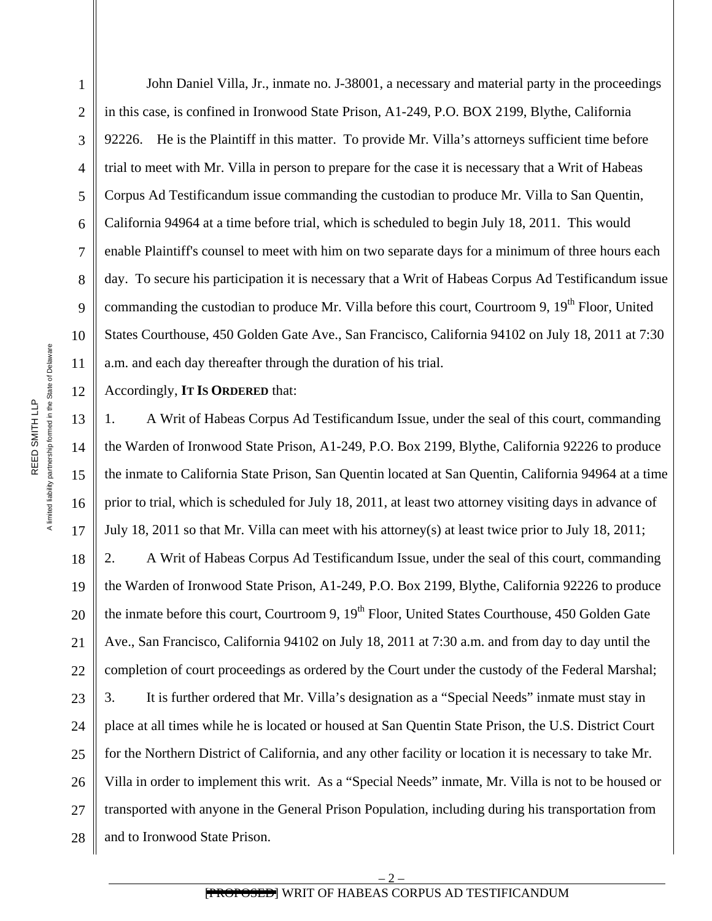John Daniel Villa, Jr., inmate no. J-38001, a necessary and material party in the proceedings in this case, is confined in Ironwood State Prison, A1-249, P.O. BOX 2199, Blythe, California 92226. He is the Plaintiff in this matter. To provide Mr. Villa's attorneys sufficient time before trial to meet with Mr. Villa in person to prepare for the case it is necessary that a Writ of Habeas Corpus Ad Testificandum issue commanding the custodian to produce Mr. Villa to San Quentin, California 94964 at a time before trial, which is scheduled to begin July 18, 2011. This would enable Plaintiff's counsel to meet with him on two separate days for a minimum of three hours each day. To secure his participation it is necessary that a Writ of Habeas Corpus Ad Testificandum issue commanding the custodian to produce Mr. Villa before this court, Courtroom 9, 19th Floor, United States Courthouse, 450 Golden Gate Ave., San Francisco, California 94102 on July 18, 2011 at 7:30 a.m. and each day thereafter through the duration of his trial.

Accordingly, **IT IS ORDERED** that:

1. A Writ of Habeas Corpus Ad Testificandum Issue, under the seal of this court, commanding the Warden of Ironwood State Prison, A1-249, P.O. Box 2199, Blythe, California 92226 to produce the inmate to California State Prison, San Quentin located at San Quentin, California 94964 at a time prior to trial, which is scheduled for July 18, 2011, at least two attorney visiting days in advance of July 18, 2011 so that Mr. Villa can meet with his attorney(s) at least twice prior to July 18, 2011;

2. A Writ of Habeas Corpus Ad Testificandum Issue, under the seal of this court, commanding the Warden of Ironwood State Prison, A1-249, P.O. Box 2199, Blythe, California 92226 to produce the inmate before this court, Courtroom 9, 19th Floor, United States Courthouse, 450 Golden Gate Ave., San Francisco, California 94102 on July 18, 2011 at 7:30 a.m. and from day to day until the completion of court proceedings as ordered by the Court under the custody of the Federal Marshal;

3. It is further ordered that Mr. Villa's designation as a "Special Needs" inmate must stay in place at all times while he is located or housed at San Quentin State Prison, the U.S. District Court for the Northern District of California, and any other facility or location it is necessary to take Mr. Villa in order to implement this writ. As a "Special Needs" inmate, Mr. Villa is not to be housed or transported with anyone in the General Prison Population, including during his transportation from and to Ironwood State Prison.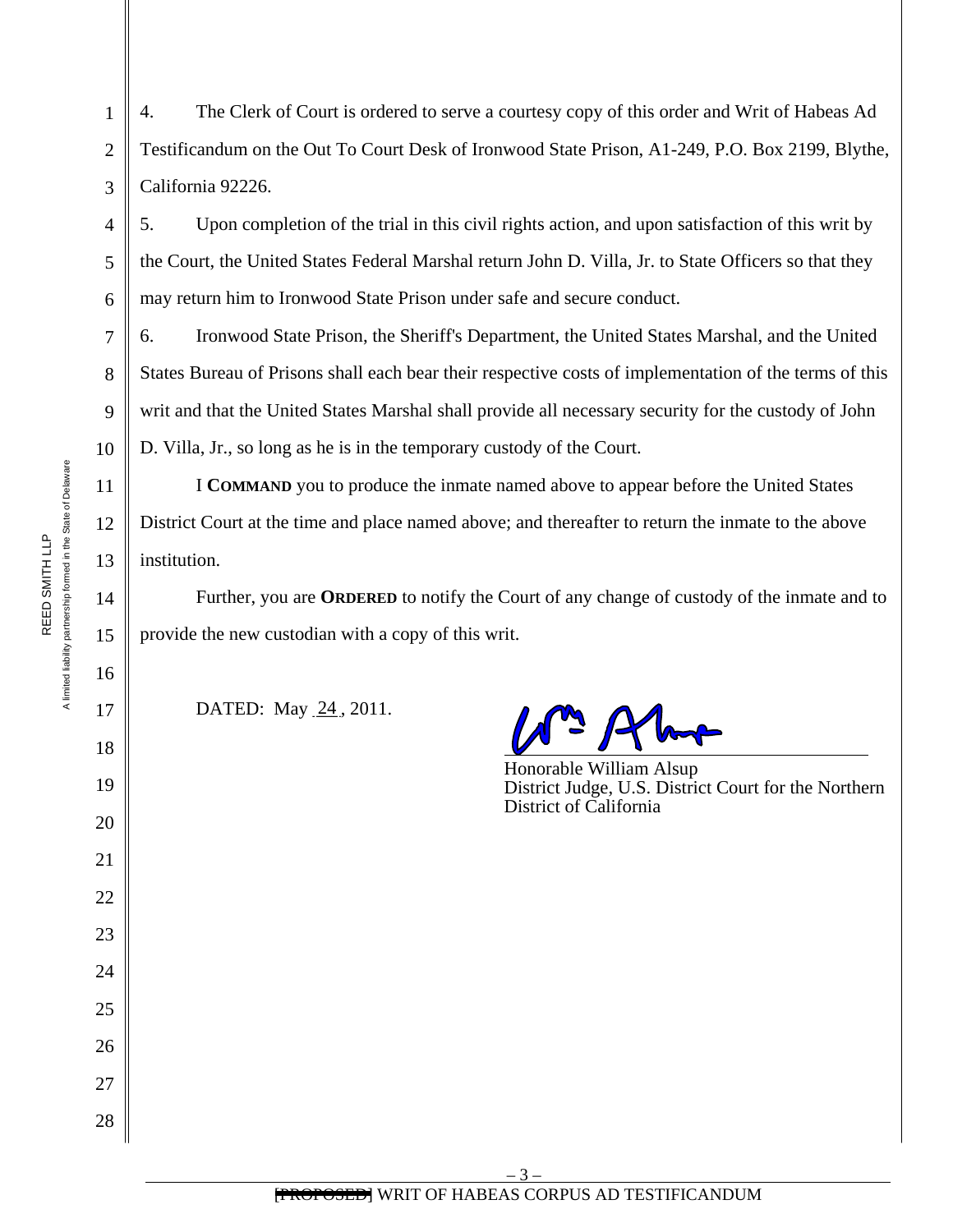4. The Clerk of Court is ordered to serve a courtesy copy of this order and Writ of Habeas Ad Testificandum on the Out To Court Desk of Ironwood State Prison, A1-249, P.O. Box 2199, Blythe, California 92226.

5. Upon completion of the trial in this civil rights action, and upon satisfaction of this writ by the Court, the United States Federal Marshal return John D. Villa, Jr. to State Officers so that they may return him to Ironwood State Prison under safe and secure conduct.

6. Ironwood State Prison, the Sheriff's Department, the United States Marshal, and the United States Bureau of Prisons shall each bear their respective costs of implementation of the terms of this writ and that the United States Marshal shall provide all necessary security for the custody of John D. Villa, Jr., so long as he is in the temporary custody of the Court.

I **COMMAND** you to produce the inmate named above to appear before the United States District Court at the time and place named above; and thereafter to return the inmate to the above institution.

Further, you are **ORDERED** to notify the Court of any change of custody of the inmate and to provide the new custodian with a copy of this writ.

DATED: May 24, 2011.

Honorable William Alsup
District Judge, U.S. District Court for the Northern District of California